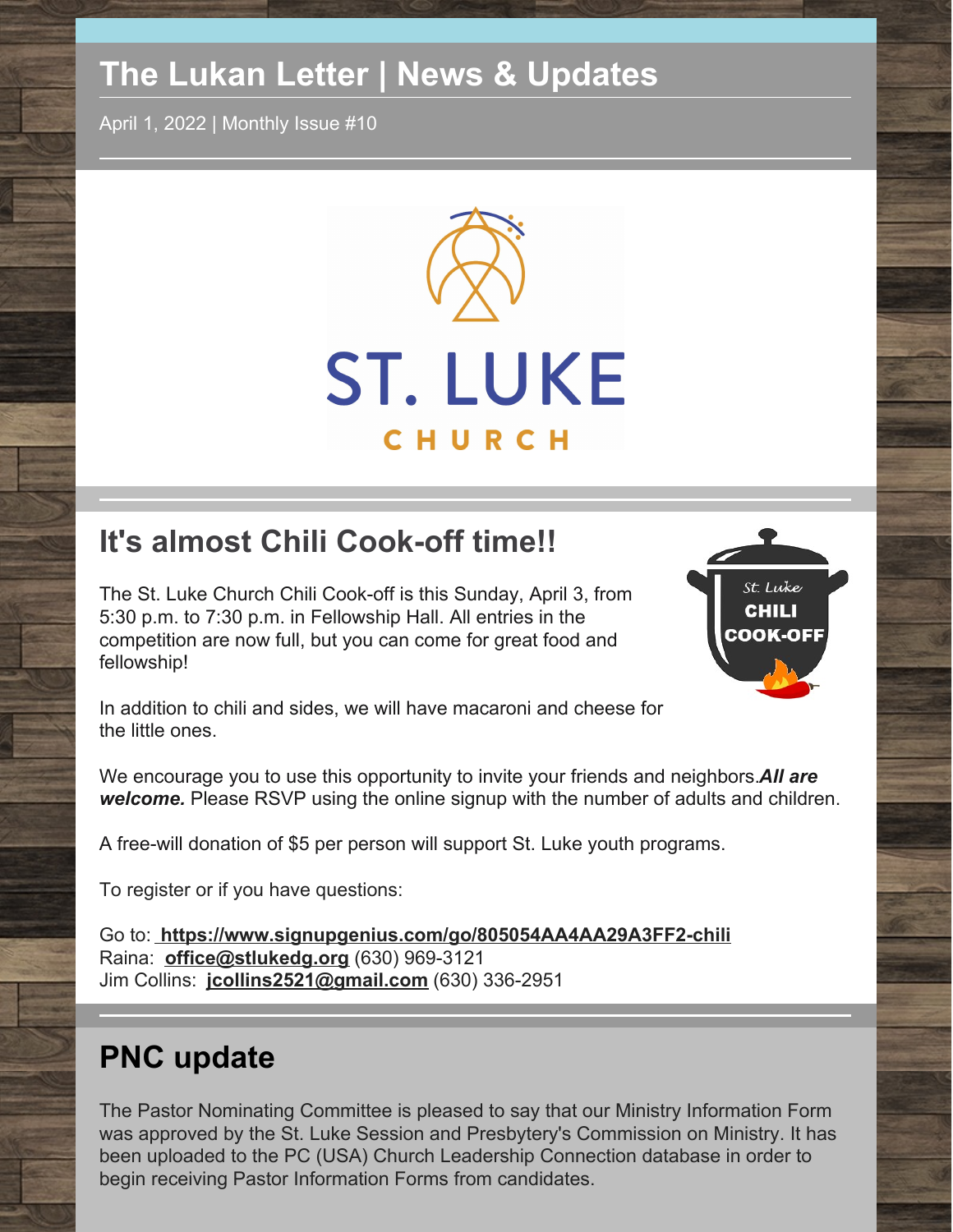# The Lukan Letter | News & Updates

April 1, 2022 | Monthly Issue #10

ST. LUKE

CHURCH

## It's almost Chili Cook-off time!!

The St. Luke Church Chili Cook-off is this Sunday, April 3, from 5:30 p.m. to 7:30 p.m. in Fellowship Hall. All entries in the competition are now full, but you can come for great food and fellowship!

In addition to chili and sides, we will have macaroni and cheese for the little ones.

We encourage you to use this opportunity to invite your friends and neighbors.***All are welcome.*** Please RSVP using the online signup with the number of adults and children.

A free-will donation of $5 per person will support St. Luke youth programs.

To register or if you have questions:

Go to: **https://www.signupgenius.com/go/805054AA4AA29A3FF2-chili**
Raina: **office@stlukedg.org** (630) 969-3121
Jim Collins: **jcollins2521@gmail.com** (630) 336-2951

## PNC update

The Pastor Nominating Committee is pleased to say that our Ministry Information Form was approved by the St. Luke Session and Presbytery's Commission on Ministry. It has been uploaded to the PC (USA) Church Leadership Connection database in order to begin receiving Pastor Information Forms from candidates.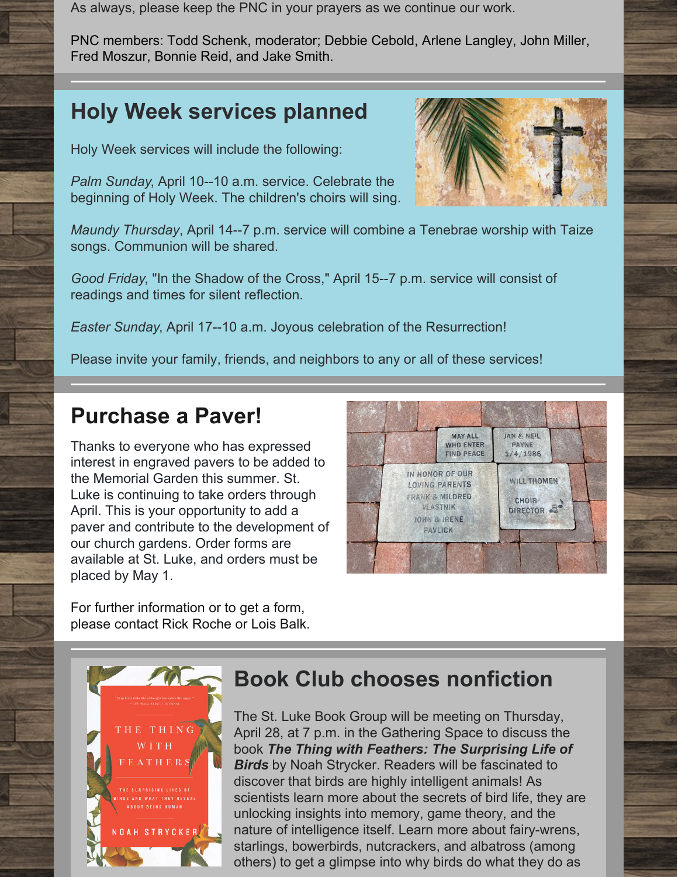As always, please keep the PNC in your prayers as we continue our work.

PNC members: Todd Schenk, moderator; Debbie Cebold, Arlene Langley, John Miller, Fred Moszur, Bonnie Reid, and Jake Smith.

## Holy Week services planned

Holy Week services will include the following:

*Palm Sunday*, April 10--10 a.m. service. Celebrate the beginning of Holy Week. The children's choirs will sing.

*Maundy Thursday*, April 14--7 p.m. service will combine a Tenebrae worship with Taize songs. Communion will be shared.

*Good Friday*, "In the Shadow of the Cross," April 15--7 p.m. service will consist of readings and times for silent reflection.

*Easter Sunday*, April 17--10 a.m. Joyous celebration of the Resurrection!

Please invite your family, friends, and neighbors to any or all of these services!

## Purchase a Paver!

Thanks to everyone who has expressed interest in engraved pavers to be added to the Memorial Garden this summer. St. Luke is continuing to take orders through April. This is your opportunity to add a paver and contribute to the development of our church gardens. Order forms are available at St. Luke, and orders must be placed by May 1.

For further information or to get a form, please contact Rick Roche or Lois Balk.

## Book Club chooses nonfiction

The St. Luke Book Group will be meeting on Thursday, April 28, at 7 p.m. in the Gathering Space to discuss the book ***The Thing with Feathers: The Surprising Life of Birds*** by Noah Strycker. Readers will be fascinated to discover that birds are highly intelligent animals! As scientists learn more about the secrets of bird life, they are unlocking insights into memory, game theory, and the nature of intelligence itself. Learn more about fairy-wrens, starlings, bowerbirds, nutcrackers, and albatross (among others) to get a glimpse into why birds do what they do as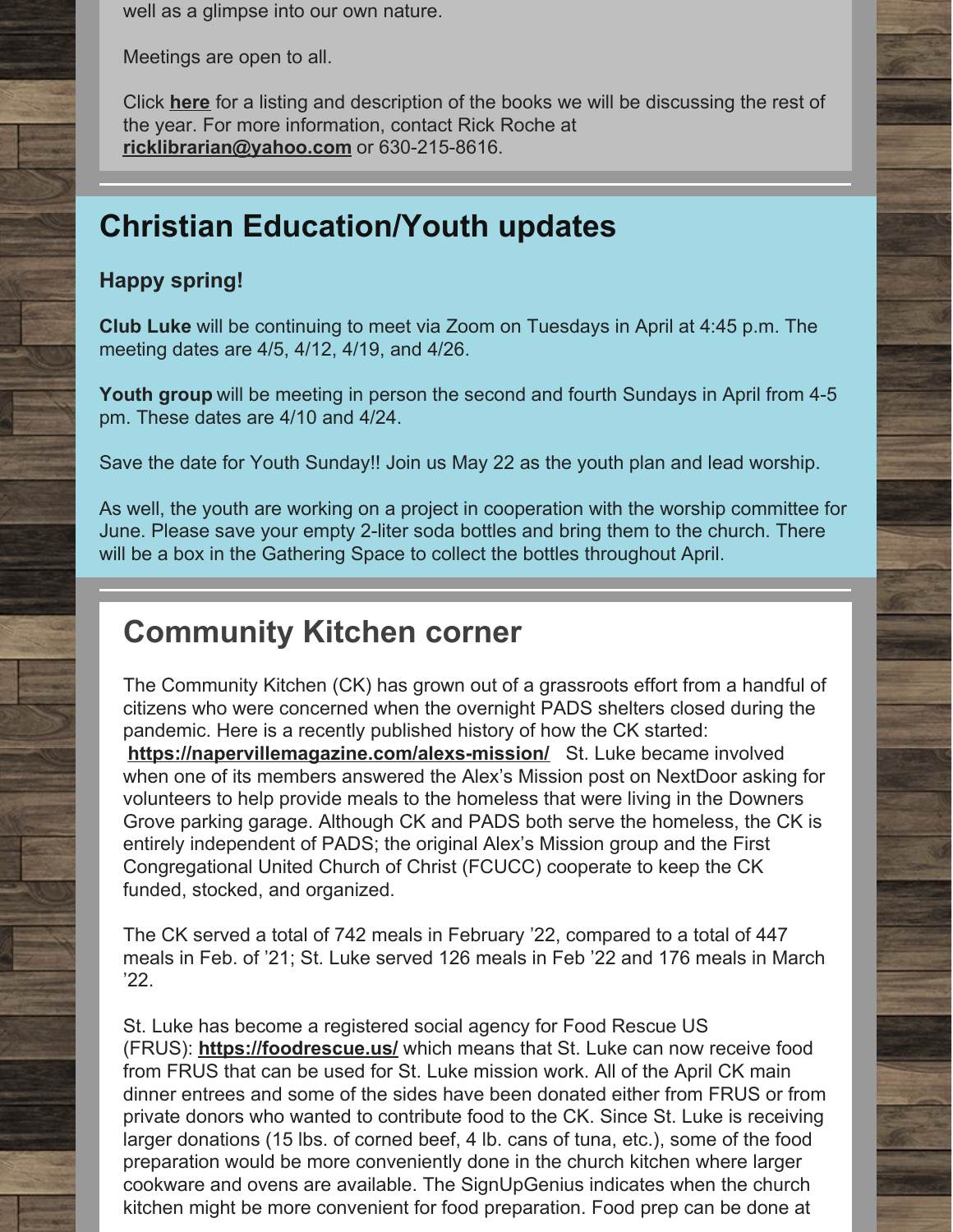well as a glimpse into our own nature.

Meetings are open to all.

Click **here** for a listing and description of the books we will be discussing the rest of the year. For more information, contact Rick Roche at **ricklibrarian@yahoo.com** or 630-215-8616.

## Christian Education/Youth updates

**Happy spring!**

**Club Luke** will be continuing to meet via Zoom on Tuesdays in April at 4:45 p.m. The meeting dates are 4/5, 4/12, 4/19, and 4/26.

**Youth group** will be meeting in person the second and fourth Sundays in April from 4-5 pm. These dates are 4/10 and 4/24.

Save the date for Youth Sunday!! Join us May 22 as the youth plan and lead worship.

As well, the youth are working on a project in cooperation with the worship committee for June. Please save your empty 2-liter soda bottles and bring them to the church. There will be a box in the Gathering Space to collect the bottles throughout April.

## Community Kitchen corner

The Community Kitchen (CK) has grown out of a grassroots effort from a handful of citizens who were concerned when the overnight PADS shelters closed during the pandemic. Here is a recently published history of how the CK started: **https://napervillemagazine.com/alexs-mission/** St. Luke became involved when one of its members answered the Alex's Mission post on NextDoor asking for volunteers to help provide meals to the homeless that were living in the Downers Grove parking garage. Although CK and PADS both serve the homeless, the CK is entirely independent of PADS; the original Alex's Mission group and the First Congregational United Church of Christ (FCUCC) cooperate to keep the CK funded, stocked, and organized.

The CK served a total of 742 meals in February '22, compared to a total of 447 meals in Feb. of '21; St. Luke served 126 meals in Feb '22 and 176 meals in March '22.

St. Luke has become a registered social agency for Food Rescue US (FRUS): **https://foodrescue.us/** which means that St. Luke can now receive food from FRUS that can be used for St. Luke mission work. All of the April CK main dinner entrees and some of the sides have been donated either from FRUS or from private donors who wanted to contribute food to the CK. Since St. Luke is receiving larger donations (15 lbs. of corned beef, 4 lb. cans of tuna, etc.), some of the food preparation would be more conveniently done in the church kitchen where larger cookware and ovens are available. The SignUpGenius indicates when the church kitchen might be more convenient for food preparation. Food prep can be done at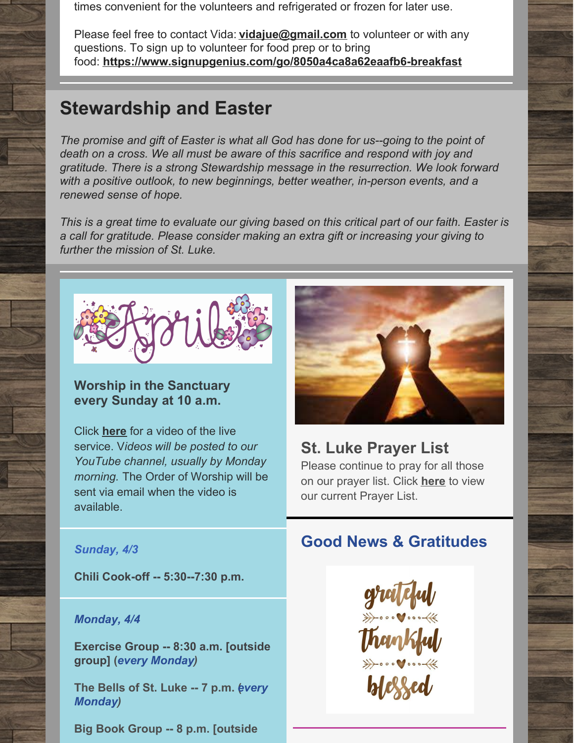times convenient for the volunteers and refrigerated or frozen for later use.

Please feel free to contact Vida: **vidajue@gmail.com** to volunteer or with any questions. To sign up to volunteer for food prep or to bring food: **https://www.signupgenius.com/go/8050a4ca8a62eaafb6-breakfast**

## Stewardship and Easter

*The promise and gift of Easter is what all God has done for us--going to the point of death on a cross. We all must be aware of this sacrifice and respond with joy and gratitude. There is a strong Stewardship message in the resurrection. We look forward with a positive outlook, to new beginnings, better weather, in-person events, and a renewed sense of hope.*

*This is a great time to evaluate our giving based on this critical part of our faith. Easter is a call for gratitude. Please consider making an extra gift or increasing your giving to further the mission of St. Luke.*

### Worship in the Sanctuary every Sunday at 10 a.m.

Click **here** for a video of the live service. V*ideos will be posted to our YouTube channel, usually by Monday morning.* The Order of Worship will be sent via email when the video is available.

***Sunday, 4/3***

**Chili Cook-off -- 5:30--7:30 p.m.**

***Monday, 4/4***

**Exercise Group -- 8:30 a.m. [outside group] (*every Monday*)**

**The Bells of St. Luke -- 7 p.m. (*every Monday*)**

**Big Book Group -- 8 p.m. [outside**

## St. Luke Prayer List

Please continue to pray for all those on our prayer list. Click **here** to view our current Prayer List.

## Good News & Gratitudes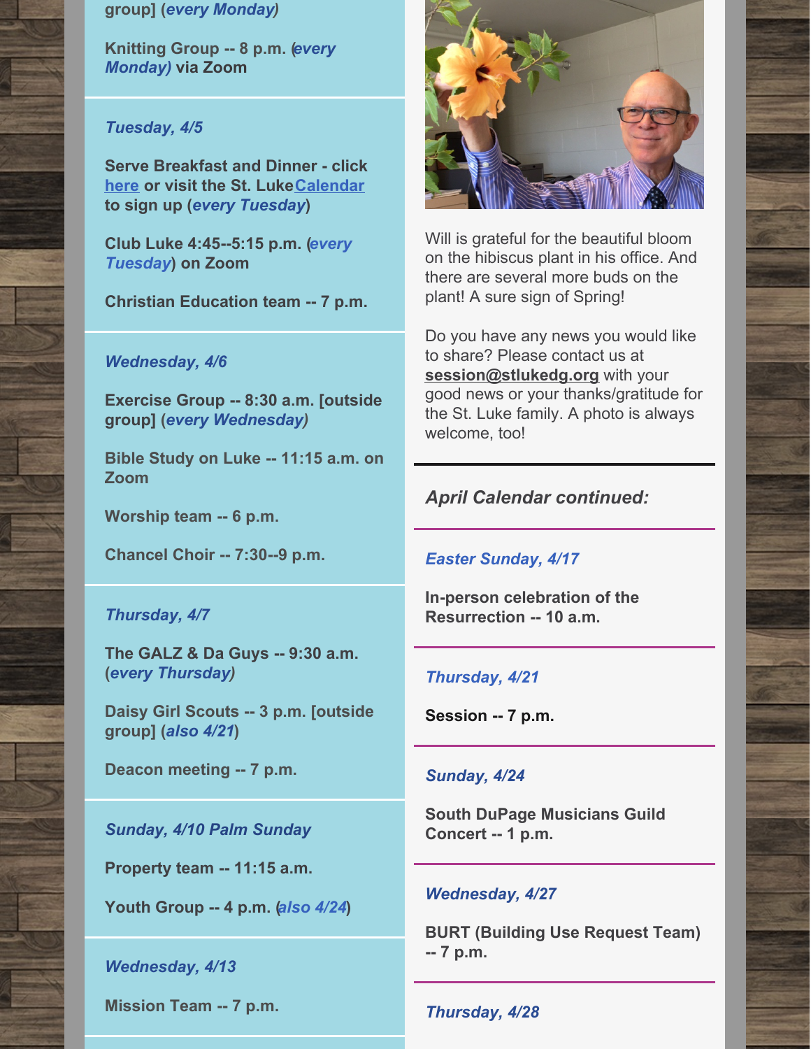group] (*every Monday*)

**Knitting Group -- 8 p.m. (*every Monday*) via Zoom**

*Tuesday, 4/5*

**Serve Breakfast and Dinner - click here or visit the St. Luke Calendar to sign up (*every Tuesday*)**

**Club Luke 4:45--5:15 p.m. (*every Tuesday*) on Zoom**

**Christian Education team -- 7 p.m.**

*Wednesday, 4/6*

**Exercise Group -- 8:30 a.m. [outside group] (*every Wednesday*)**

**Bible Study on Luke -- 11:15 a.m. on Zoom**

**Worship team -- 6 p.m.**

**Chancel Choir -- 7:30--9 p.m.**

*Thursday, 4/7*

**The GALZ & Da Guys -- 9:30 a.m. (*every Thursday*)**

**Daisy Girl Scouts -- 3 p.m. [outside group] (*also 4/21*)**

**Deacon meeting -- 7 p.m.**

*Sunday, 4/10 Palm Sunday*

**Property team -- 11:15 a.m.**

**Youth Group -- 4 p.m. (*also 4/24*)**

*Wednesday, 4/13*

**Mission Team -- 7 p.m.**

Will is grateful for the beautiful bloom on the hibiscus plant in his office. And there are several more buds on the plant! A sure sign of Spring!

Do you have any news you would like to share? Please contact us at **session@stlukedg.org** with your good news or your thanks/gratitude for the St. Luke family. A photo is always welcome, too!

## *April Calendar continued:*

*Easter Sunday, 4/17*

**In-person celebration of the Resurrection -- 10 a.m.**

*Thursday, 4/21*

**Session -- 7 p.m.**

*Sunday, 4/24*

**South DuPage Musicians Guild Concert -- 1 p.m.**

*Wednesday, 4/27*

**BURT (Building Use Request Team) -- 7 p.m.**

*Thursday, 4/28*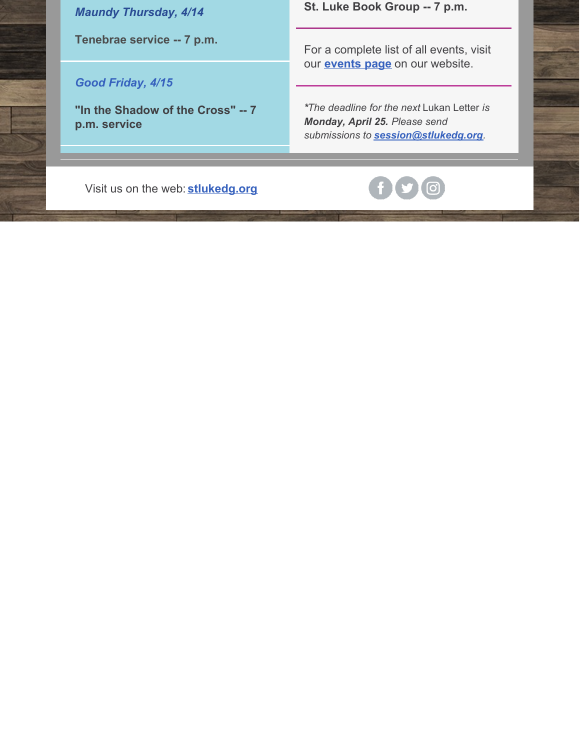***Maundy Thursday, 4/14***

**Tenebrae service -- 7 p.m.**

***Good Friday, 4/15***

**"In the Shadow of the Cross" -- 7 p.m. service**

**St. Luke Book Group -- 7 p.m.**

For a complete list of all events, visit our **events page** on our website.

**The deadline for the next* Lukan Letter *is* ***Monday, April 25.*** *Please send submissions to* ***session@stlukedg.org***.

Visit us on the web: **stlukedg.org**